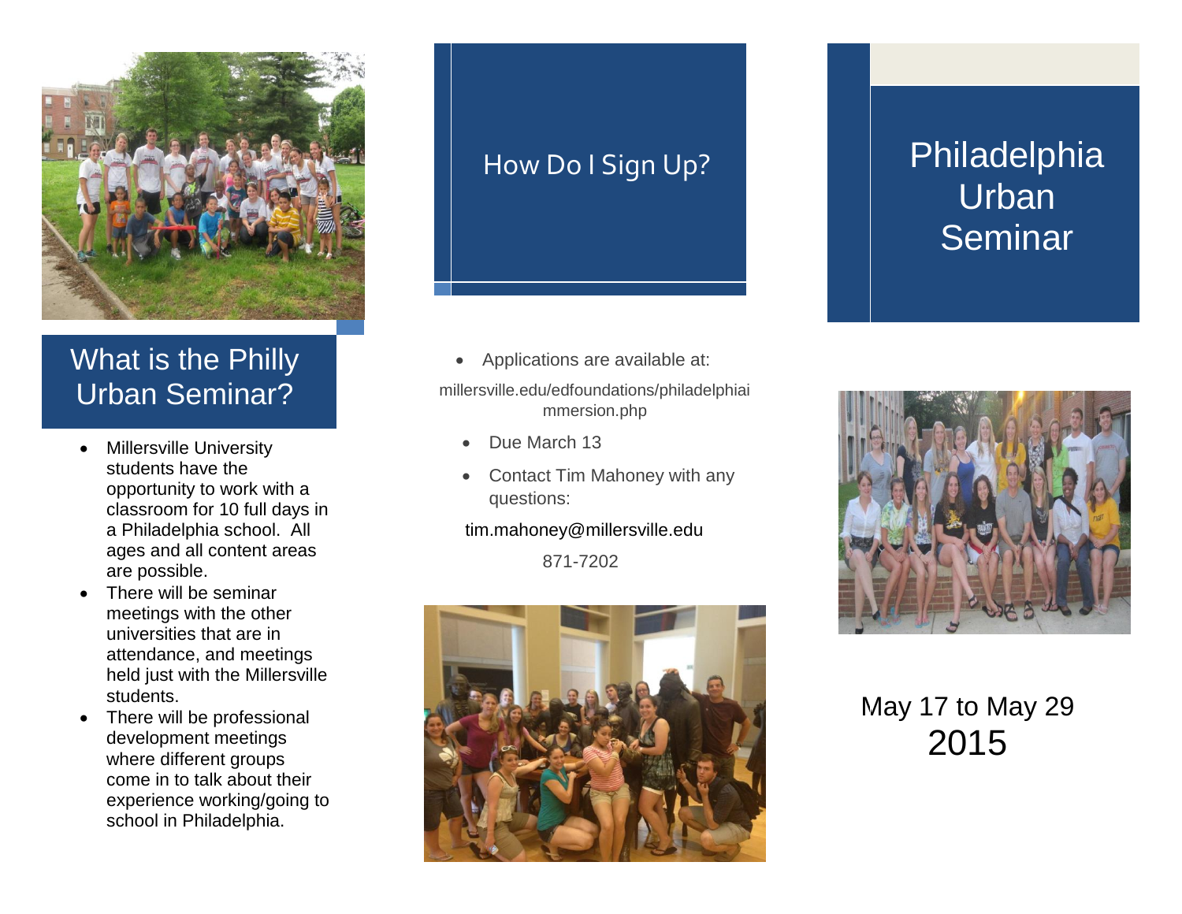# Philadelphia Urban Seminar

May 17 to May 29 2015

## What is the Philly Urban Seminar?

- Millersville University students have the opportunity to work with a classroom for 10 full days in a Philadelphia school. All ages and all content areas are possible.
- There will be seminar meetings with the other universities that are in attendance, and meetings held just with the Millersville students.
- There will be professional development meetings where different groups come in to talk about their experience working/going to school in Philadelphia.

## How Do I Sign Up?

- Applications are available at:

millersville.edu/edfoundations/philadelphiaimmersion.php

- Due March 13
- Contact Tim Mahoney with any questions:

tim.mahoney@millersville.edu

871-7202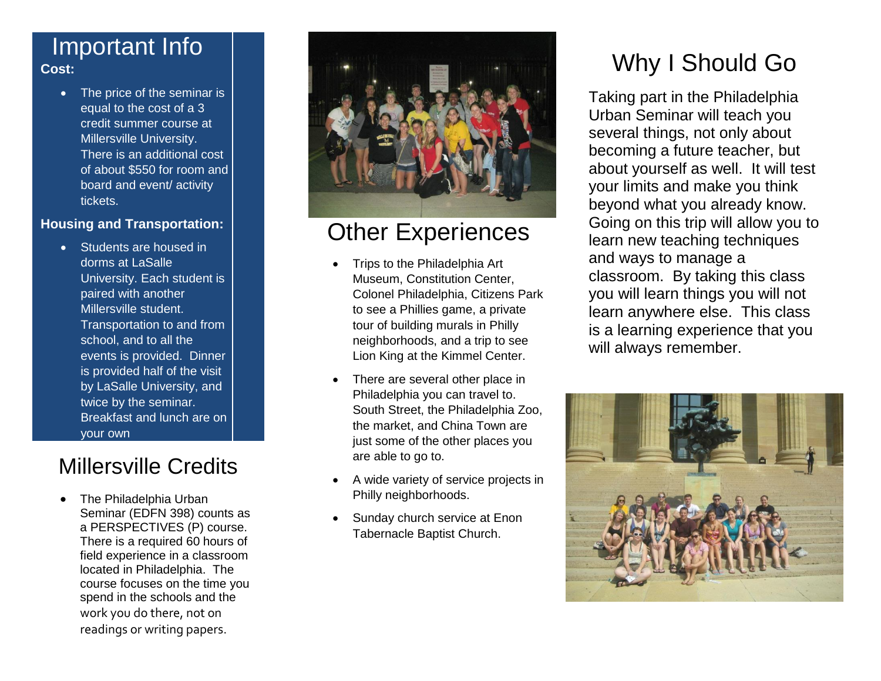# Important Info

**Cost:**

- The price of the seminar is equal to the cost of a 3 credit summer course at Millersville University. There is an additional cost of about $550 for room and board and event/ activity tickets.

**Housing and Transportation:**

- Students are housed in dorms at LaSalle University. Each student is paired with another Millersville student. Transportation to and from school, and to all the events is provided. Dinner is provided half of the visit by LaSalle University, and twice by the seminar. Breakfast and lunch are on your own

# Millersville Credits

- The Philadelphia Urban Seminar (EDFN 398) counts as a PERSPECTIVES (P) course. There is a required 60 hours of field experience in a classroom located in Philadelphia. The course focuses on the time you spend in the schools and the work you do there, not on readings or writing papers.

# Other Experiences

- Trips to the Philadelphia Art Museum, Constitution Center, Colonel Philadelphia, Citizens Park to see a Phillies game, a private tour of building murals in Philly neighborhoods, and a trip to see Lion King at the Kimmel Center.
- There are several other place in Philadelphia you can travel to. South Street, the Philadelphia Zoo, the market, and China Town are just some of the other places you are able to go to.
- A wide variety of service projects in Philly neighborhoods.
- Sunday church service at Enon Tabernacle Baptist Church.

# Why I Should Go

Taking part in the Philadelphia Urban Seminar will teach you several things, not only about becoming a future teacher, but about yourself as well. It will test your limits and make you think beyond what you already know. Going on this trip will allow you to learn new teaching techniques and ways to manage a classroom. By taking this class you will learn things you will not learn anywhere else. This class is a learning experience that you will always remember.